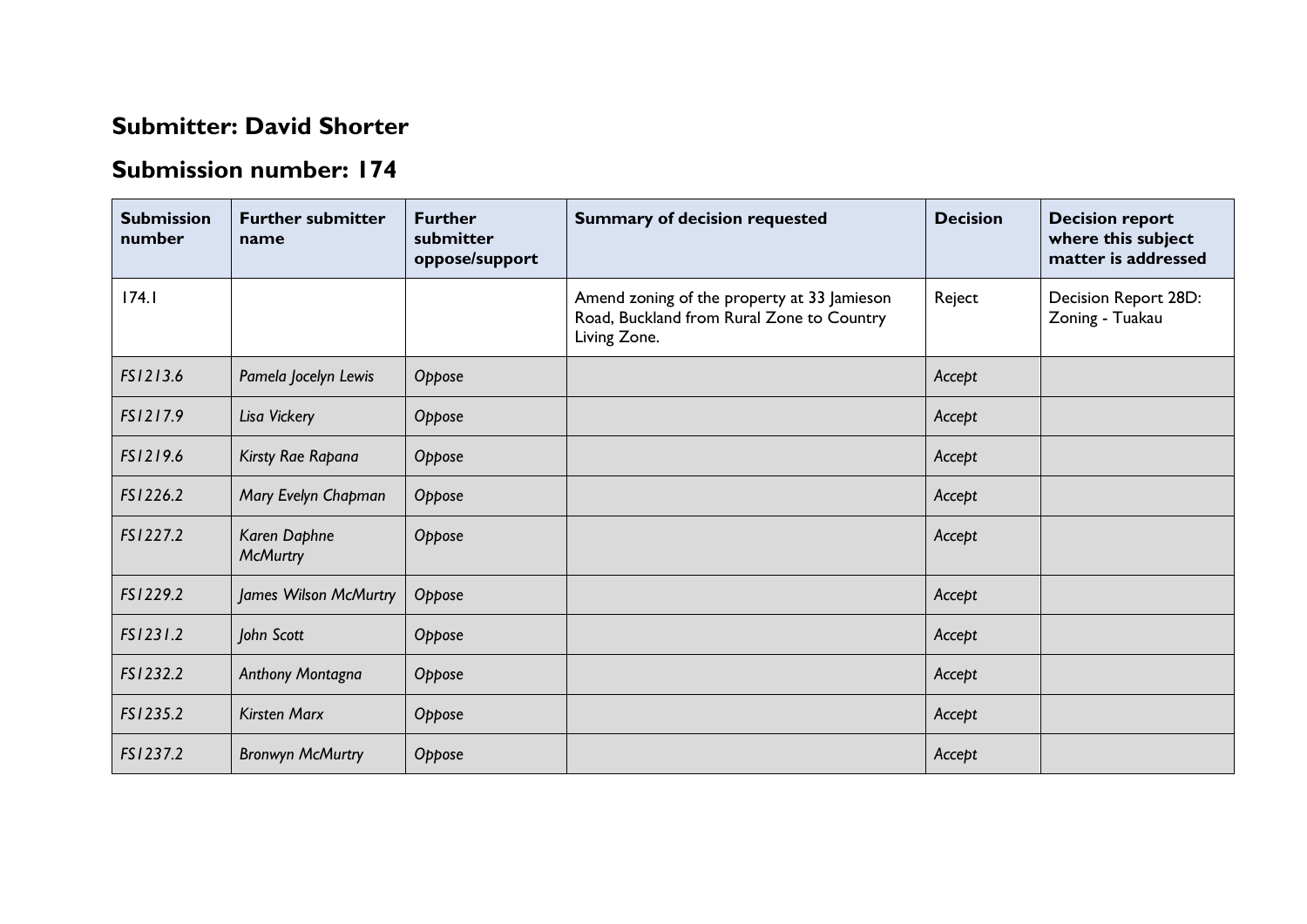## Submitter: David Shorter

## Submission number: 174

| Submission number | Further submitter name | Further submitter oppose/support | Summary of decision requested | Decision | Decision report where this subject matter is addressed |
|---|---|---|---|---|---|
| 174.1 | | | Amend zoning of the property at 33 Jamieson Road, Buckland from Rural Zone to Country Living Zone. | Reject | Decision Report 28D: Zoning - Tuakau |
| *FS1213.6* | *Pamela Jocelyn Lewis* | *Oppose* | | *Accept* | |
| *FS1217.9* | *Lisa Vickery* | *Oppose* | | *Accept* | |
| *FS1219.6* | *Kirsty Rae Rapana* | *Oppose* | | *Accept* | |
| *FS1226.2* | *Mary Evelyn Chapman* | *Oppose* | | *Accept* | |
| *FS1227.2* | *Karen Daphne McMurtry* | *Oppose* | | *Accept* | |
| *FS1229.2* | *James Wilson McMurtry* | *Oppose* | | *Accept* | |
| *FS1231.2* | *John Scott* | *Oppose* | | *Accept* | |
| *FS1232.2* | *Anthony Montagna* | *Oppose* | | *Accept* | |
| *FS1235.2* | *Kirsten Marx* | *Oppose* | | *Accept* | |
| *FS1237.2* | *Bronwyn McMurtry* | *Oppose* | | *Accept* | |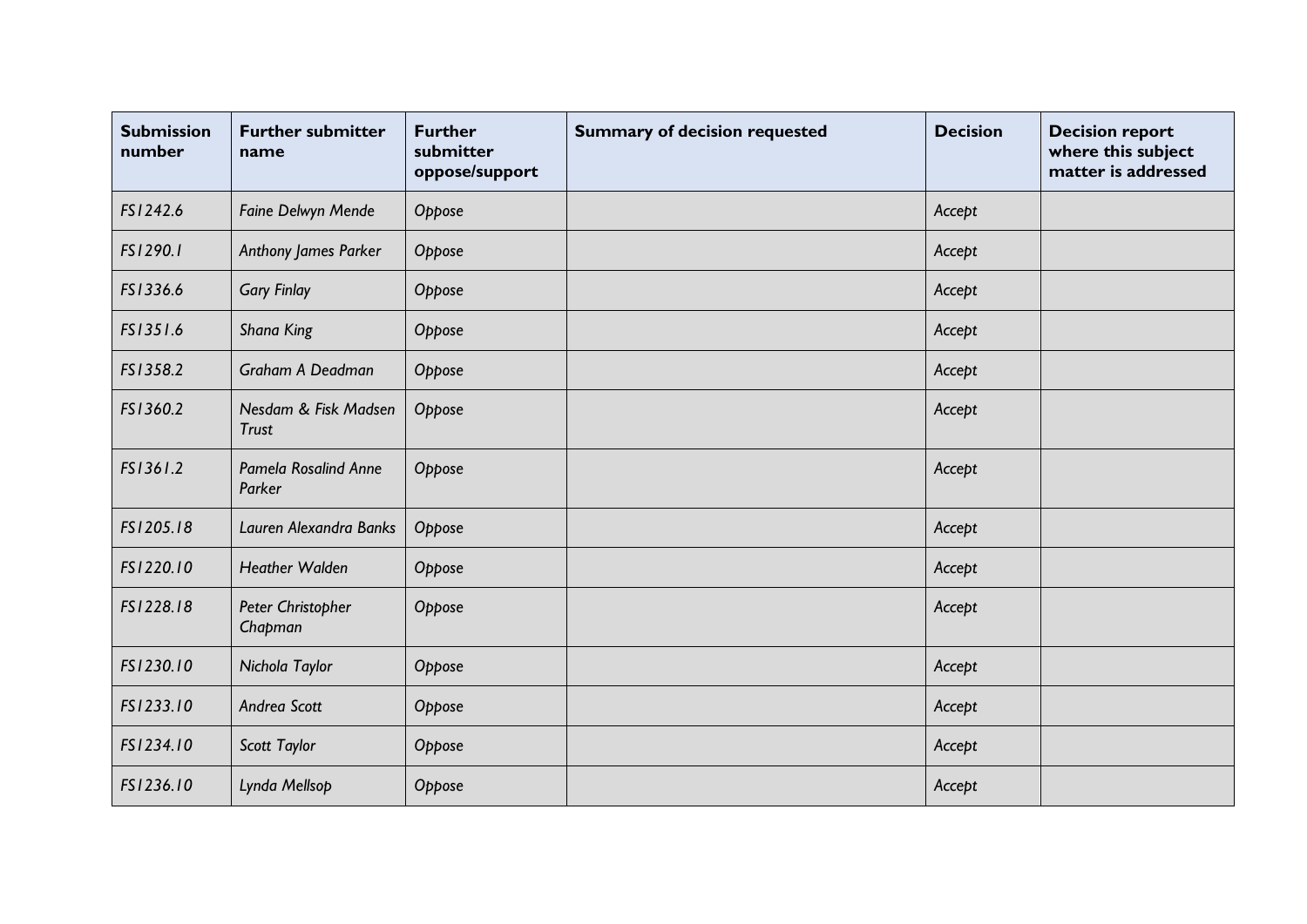| Submission number | Further submitter name | Further submitter oppose/support | Summary of decision requested | Decision | Decision report where this subject matter is addressed |
|---|---|---|---|---|---|
| *FS1242.6* | *Faine Delwyn Mende* | *Oppose* | | *Accept* | |
| *FS1290.1* | *Anthony James Parker* | *Oppose* | | *Accept* | |
| *FS1336.6* | *Gary Finlay* | *Oppose* | | *Accept* | |
| *FS1351.6* | *Shana King* | *Oppose* | | *Accept* | |
| *FS1358.2* | *Graham A Deadman* | *Oppose* | | *Accept* | |
| *FS1360.2* | *Nesdam & Fisk Madsen Trust* | *Oppose* | | *Accept* | |
| *FS1361.2* | *Pamela Rosalind Anne Parker* | *Oppose* | | *Accept* | |
| *FS1205.18* | *Lauren Alexandra Banks* | *Oppose* | | *Accept* | |
| *FS1220.10* | *Heather Walden* | *Oppose* | | *Accept* | |
| *FS1228.18* | *Peter Christopher Chapman* | *Oppose* | | *Accept* | |
| *FS1230.10* | *Nichola Taylor* | *Oppose* | | *Accept* | |
| *FS1233.10* | *Andrea Scott* | *Oppose* | | *Accept* | |
| *FS1234.10* | *Scott Taylor* | *Oppose* | | *Accept* | |
| *FS1236.10* | *Lynda Mellsop* | *Oppose* | | *Accept* | |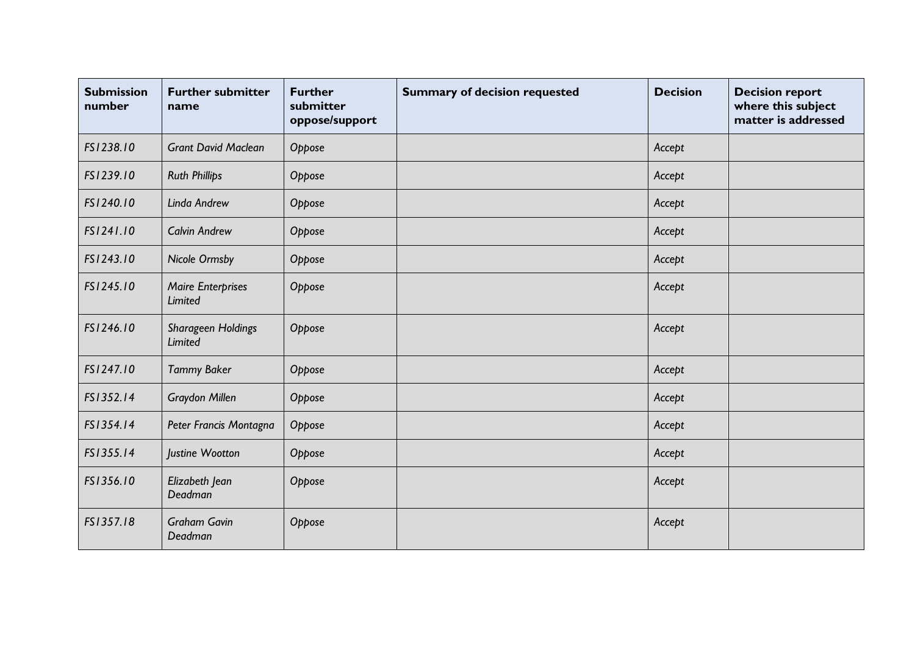| Submission number | Further submitter name | Further submitter oppose/support | Summary of decision requested | Decision | Decision report where this subject matter is addressed |
|---|---|---|---|---|---|
| *FS1238.10* | *Grant David Maclean* | *Oppose* | | *Accept* | |
| *FS1239.10* | *Ruth Phillips* | *Oppose* | | *Accept* | |
| *FS1240.10* | *Linda Andrew* | *Oppose* | | *Accept* | |
| *FS1241.10* | *Calvin Andrew* | *Oppose* | | *Accept* | |
| *FS1243.10* | *Nicole Ormsby* | *Oppose* | | *Accept* | |
| *FS1245.10* | *Maire Enterprises Limited* | *Oppose* | | *Accept* | |
| *FS1246.10* | *Sharageen Holdings Limited* | *Oppose* | | *Accept* | |
| *FS1247.10* | *Tammy Baker* | *Oppose* | | *Accept* | |
| *FS1352.14* | *Graydon Millen* | *Oppose* | | *Accept* | |
| *FS1354.14* | *Peter Francis Montagna* | *Oppose* | | *Accept* | |
| *FS1355.14* | *Justine Wootton* | *Oppose* | | *Accept* | |
| *FS1356.10* | *Elizabeth Jean Deadman* | *Oppose* | | *Accept* | |
| *FS1357.18* | *Graham Gavin Deadman* | *Oppose* | | *Accept* | |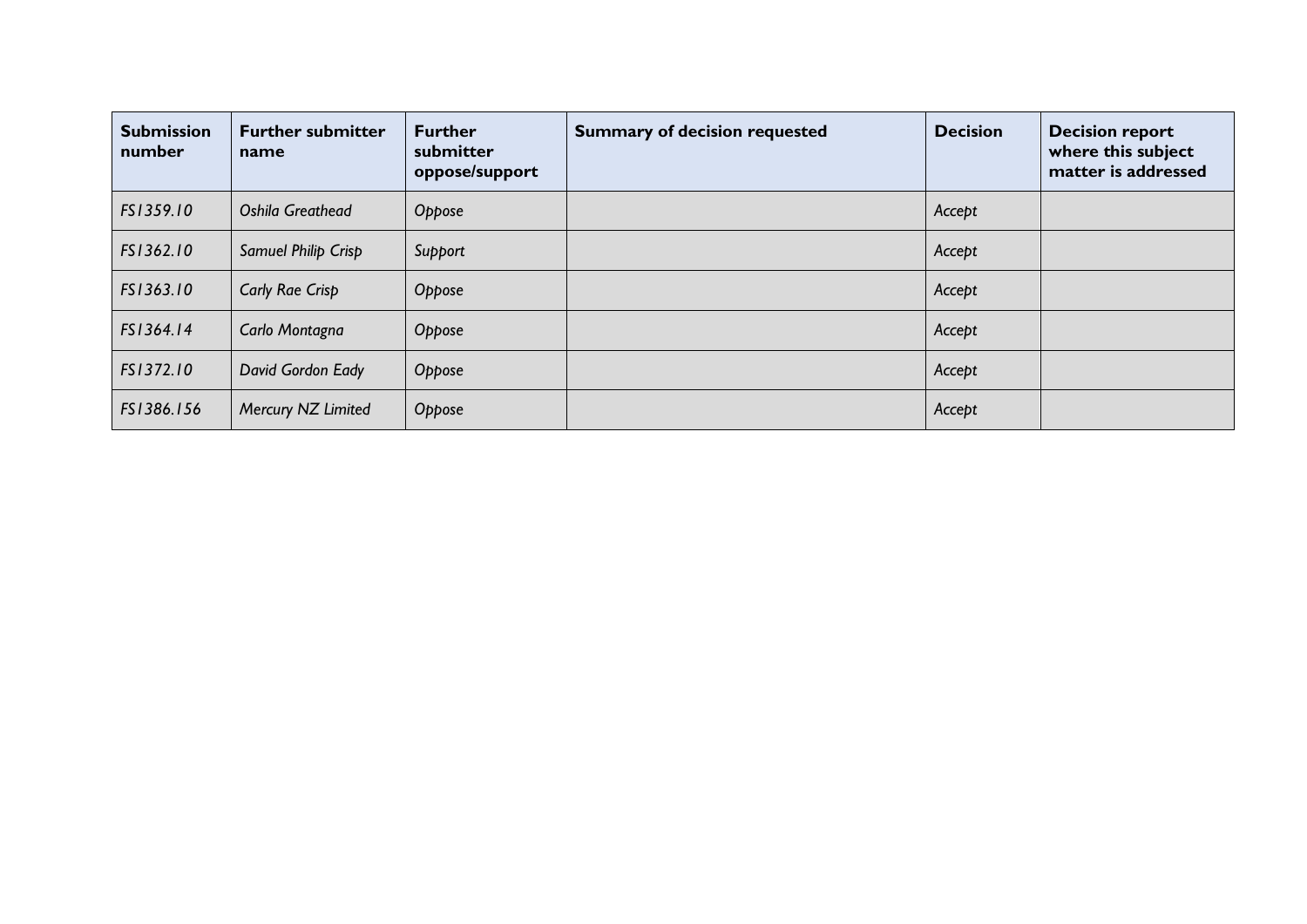| Submission number | Further submitter name | Further submitter oppose/support | Summary of decision requested | Decision | Decision report where this subject matter is addressed |
|---|---|---|---|---|---|
| *FS1359.10* | *Oshila Greathead* | *Oppose* | | *Accept* | |
| *FS1362.10* | *Samuel Philip Crisp* | *Support* | | *Accept* | |
| *FS1363.10* | *Carly Rae Crisp* | *Oppose* | | *Accept* | |
| *FS1364.14* | *Carlo Montagna* | *Oppose* | | *Accept* | |
| *FS1372.10* | *David Gordon Eady* | *Oppose* | | *Accept* | |
| *FS1386.156* | *Mercury NZ Limited* | *Oppose* | | *Accept* | |